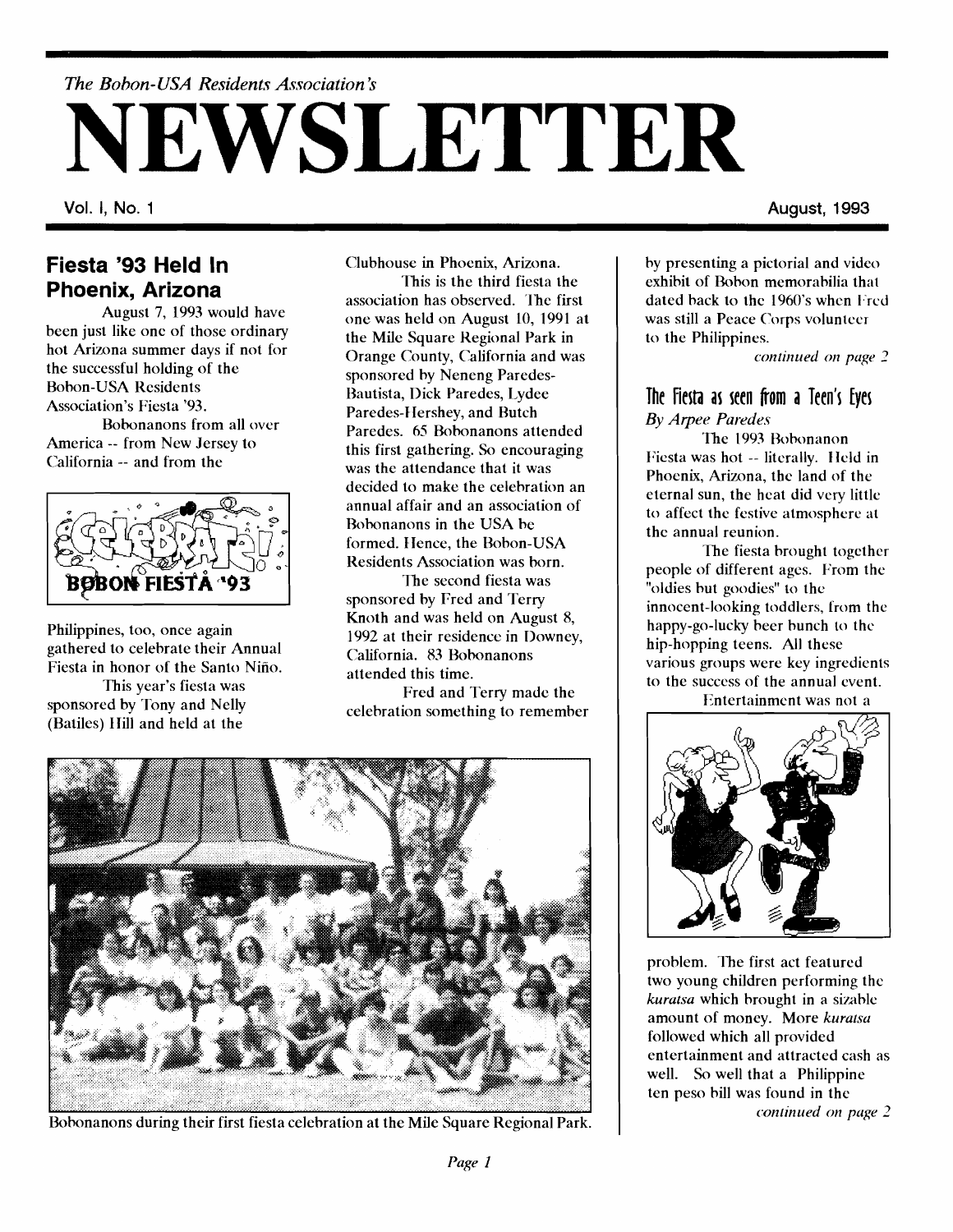*The Bobon-USA Residents Association's*

# NEWSLETTER

Vol. I, No. 1 August, 1993

## Fiesta '93 Held In Phoenix, Arizona

August 7, 1993 would have been just like one of those ordinary hot Arizona summer days if not for the successful holding of the Bobon-USA Residents Association's Fiesta '93.

Bobonanons from all over America -- from New Jersey to California -- and from the Philippines, too, once again gathered to celebrate their Annual Fiesta in honor of the Santo Niño.

This year's fiesta was sponsored by Tony and Nelly (Batiles) Hill and held at the Clubhouse in Phoenix, Arizona.

This is the third fiesta the association has observed. The first one was held on August 10, 1991 at the Mile Square Regional Park in Orange County, California and was sponsored by Neneng Paredes-Bautista, Dick Paredes, Lydee Paredes-Hershey, and Butch Paredes. 65 Bobonanons attended this first gathering. So encouraging was the attendance that it was decided to make the celebration an annual affair and an association of Bobonanons in the USA be formed. Hence, the Bobon-USA Residents Association was born.

The second fiesta was sponsored by Fred and Terry Knoth and was held on August 8, 1992 at their residence in Downey, California. 83 Bobonanons attended this time.

Fred and Terry made the celebration something to remember by presenting a pictorial and video exhibit of Bobon memorabilia that dated back to the 1960's when Fred was still a Peace Corps volunteer to the Philippines.

*continued on page 2*

Bobonanons during their first fiesta celebration at the Mile Square Regional Park.

## The Fiesta as seen from a Teen's Eyes

*By Arpee Paredes*

The 1993 Bobonanon Fiesta was hot -- literally. Held in Phoenix, Arizona, the land of the eternal sun, the heat did very little to affect the festive atmosphere at the annual reunion.

The fiesta brought together people of different ages. From the "oldies but goodies" to the innocent-looking toddlers, from the happy-go-lucky beer bunch to the hip-hopping teens. All these various groups were key ingredients to the success of the annual event.

Entertainment was not a problem. The first act featured two young children performing the *kuratsa* which brought in a sizable amount of money. More *kuratsa* followed which all provided entertainment and attracted cash as well. So well that a Philippine ten peso bill was found in the

*continued on page 2*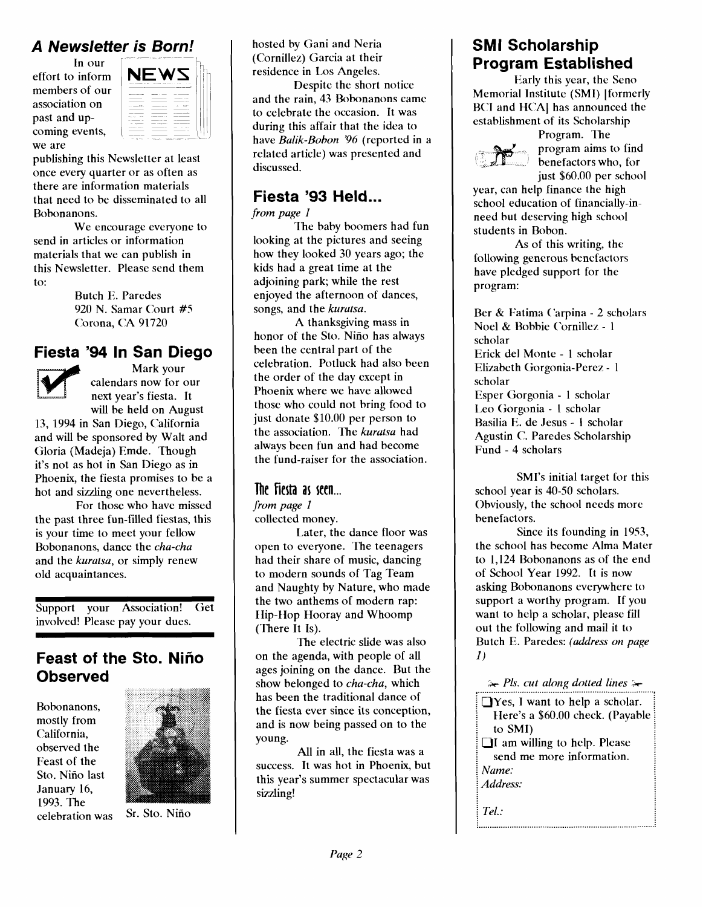## A Newsletter is Born!

In our effort to inform members of our association on past and upcoming events, we are publishing this Newsletter at least once every quarter or as often as there are information materials that need to be disseminated to all Bobonanons.

We encourage everyone to send in articles or information materials that we can publish in this Newsletter. Please send them to:

Butch E. Paredes
920 N. Samar Court #5
Corona, CA 91720

## Fiesta '94 In San Diego

Mark your calendars now for our next year's fiesta. It will be held on August 13, 1994 in San Diego, California and will be sponsored by Walt and Gloria (Madeja) Emde. Though it's not as hot in San Diego as in Phoenix, the fiesta promises to be a hot and sizzling one nevertheless.

For those who have missed the past three fun-filled fiestas, this is your time to meet your fellow Bobonanons, dance the *cha-cha* and the *kuratsa*, or simply renew old acquaintances.

Support your Association! Get involved! Please pay your dues.

## Feast of the Sto. Niño Observed

Bobonanons, mostly from California, observed the Feast of the Sto. Niño last January 16, 1993. The celebration was hosted by Gani and Neria (Cornillez) Garcia at their residence in Los Angeles.

Sr. Sto. Niño

Despite the short notice and the rain, 43 Bobonanons came to celebrate the occasion. It was during this affair that the idea to have *Balik-Bobon '96* (reported in a related article) was presented and discussed.

## Fiesta '93 Held...

*from page 1*

The baby boomers had fun looking at the pictures and seeing how they looked 30 years ago; the kids had a great time at the adjoining park; while the rest enjoyed the afternoon of dances, songs, and the *kuratsa*.

A thanksgiving mass in honor of the Sto. Niño has always been the central part of the celebration. Potluck had also been the order of the day except in Phoenix where we have allowed those who could not bring food to just donate $10.00 per person to the association. The *kuratsa* had always been fun and had become the fund-raiser for the association.

## The Fiesta as seen...

*from page 1*

collected money.

Later, the dance floor was open to everyone. The teenagers had their share of music, dancing to modern sounds of Tag Team and Naughty by Nature, who made the two anthems of modern rap: Hip-Hop Hooray and Whoomp (There It Is).

The electric slide was also on the agenda, with people of all ages joining on the dance. But the show belonged to *cha-cha*, which has been the traditional dance of the fiesta ever since its conception, and is now being passed on to the young.

All in all, the fiesta was a success. It was hot in Phoenix, but this year's summer spectacular was sizzling!

## SMI Scholarship Program Established

Early this year, the Seno Memorial Institute (SMI) [formerly BCI and HCA] has announced the establishment of its Scholarship Program. The program aims to find benefactors who, for just $60.00 per school year, can help finance the high school education of financially-in-need but deserving high school students in Bobon.

As of this writing, the following generous benefactors have pledged support for the program:

Ber & Fatima Carpina - 2 scholars
Noel & Bobbie Cornillez - 1 scholar
Erick del Monte - 1 scholar
Elizabeth Gorgonia-Perez - 1 scholar
Esper Gorgonia - 1 scholar
Leo Gorgonia - 1 scholar
Basilia E. de Jesus - 1 scholar
Agustin C. Paredes Scholarship Fund - 4 scholars

SMI's initial target for this school year is 40-50 scholars. Obviously, the school needs more benefactors.

Since its founding in 1953, the school has become Alma Mater to 1,124 Bobonanons as of the end of School Year 1992. It is now asking Bobonanons everywhere to support a worthy program. If you want to help a scholar, please fill out the following and mail it to Butch E. Paredes: *(address on page 1)*

*Pls. cut along dotted lines*

- ☐ Yes, I want to help a scholar. Here's a $60.00 check. (Payable to SMI)
- ☐ I am willing to help. Please send me more information.

*Name:*

*Address:*

*Tel.:*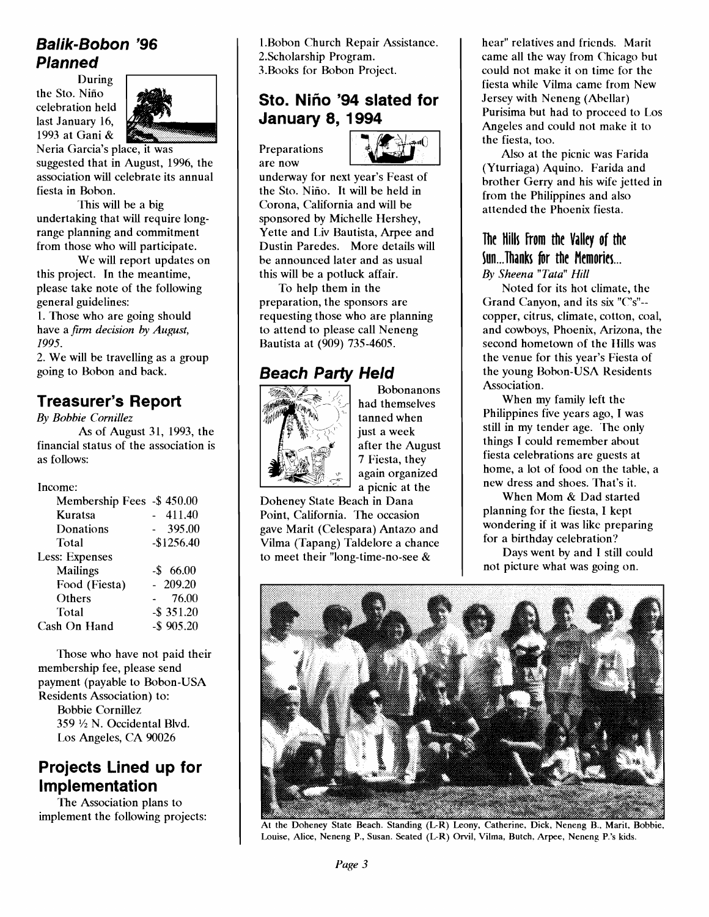## *Balik-Bobon '96 Planned*

During the Sto. Niño celebration held last January 16, 1993 at Gani & Neria Garcia's place, it was suggested that in August, 1996, the association will celebrate its annual fiesta in Bobon.

This will be a big undertaking that will require long-range planning and commitment from those who will participate.

We will report updates on this project. In the meantime, please take note of the following general guidelines:

1. Those who are going should have a *firm decision by August, 1995.*
2. We will be travelling as a group going to Bobon and back.

## Treasurer's Report

*By Bobbie Cornillez*

As of August 31, 1993, the financial status of the association is as follows:

| Income: | |
|---|---|
| Membership Fees | -$ 450.00 |
| Kuratsa | - 411.40 |
| Donations | - 395.00 |
| Total | -$1256.40 |
| Less: Expenses | |
| Mailings | -$ 66.00 |
| Food (Fiesta) | - 209.20 |
| Others | - 76.00 |
| Total | -$ 351.20 |
| Cash On Hand | -$ 905.20 |

Those who have not paid their membership fee, please send payment (payable to Bobon-USA Residents Association) to:

Bobbie Cornillez
359 ½ N. Occidental Blvd.
Los Angeles, CA 90026

## Projects Lined up for Implementation

The Association plans to implement the following projects:

1. Bobon Church Repair Assistance.
2. Scholarship Program.
3. Books for Bobon Project.

## Sto. Niño '94 slated for January 8, 1994

Preparations are now underway for next year's Feast of the Sto. Niño. It will be held in Corona, California and will be sponsored by Michelle Hershey, Yette and Liv Bautista, Arpee and Dustin Paredes. More details will be announced later and as usual this will be a potluck affair.

To help them in the preparation, the sponsors are requesting those who are planning to attend to please call Neneng Bautista at (909) 735-4605.

## *Beach Party Held*

Bobonanons had themselves tanned when just a week after the August 7 Fiesta, they again organized a picnic at the Doheney State Beach in Dana Point, California. The occasion gave Marit (Celespara) Antazo and Vilma (Tapang) Taldelore a chance to meet their "long-time-no-see & hear" relatives and friends. Marit came all the way from Chicago but could not make it on time for the fiesta while Vilma came from New Jersey with Neneng (Abellar) Purisima but had to proceed to Los Angeles and could not make it to the fiesta, too.

Also at the picnic was Farida (Yturriaga) Aquino. Farida and brother Gerry and his wife jetted in from the Philippines and also attended the Phoenix fiesta.

## The Hills From the Valley of the Sun...Thanks for the Memories...

*By Sheena "Tata" Hill*

Noted for its hot climate, the Grand Canyon, and its six "C's"-- copper, citrus, climate, cotton, coal, and cowboys, Phoenix, Arizona, the second hometown of the Hills was the venue for this year's Fiesta of the young Bobon-USA Residents Association.

When my family left the Philippines five years ago, I was still in my tender age. The only things I could remember about fiesta celebrations are guests at home, a lot of food on the table, a new dress and shoes. That's it.

When Mom & Dad started planning for the fiesta, I kept wondering if it was like preparing for a birthday celebration?

Days went by and I still could not picture what was going on.

At the Doheney State Beach. Standing (L-R) Leony, Catherine, Dick, Neneng B., Marit, Bobbie, Louise, Alice, Neneng P., Susan. Seated (L-R) Orvil, Vilma, Butch, Arpee, Neneng P.'s kids.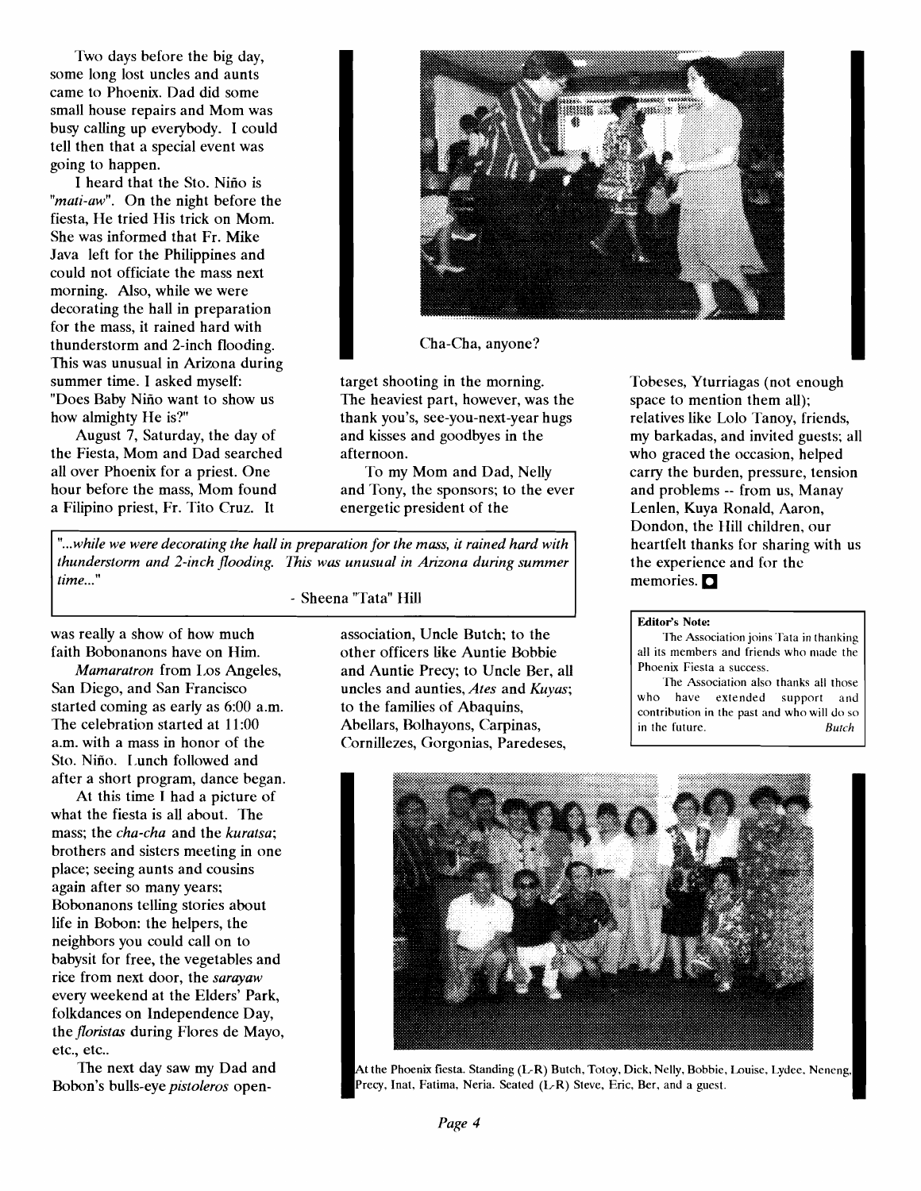Two days before the big day, some long lost uncles and aunts came to Phoenix. Dad did some small house repairs and Mom was busy calling up everybody. I could tell then that a special event was going to happen.

I heard that the Sto. Niño is "*mati-aw*". On the night before the fiesta, He tried His trick on Mom. She was informed that Fr. Mike Java left for the Philippines and could not officiate the mass next morning. Also, while we were decorating the hall in preparation for the mass, it rained hard with thunderstorm and 2-inch flooding. This was unusual in Arizona during summer time. I asked myself: "Does Baby Niño want to show us how almighty He is?"

August 7, Saturday, the day of the Fiesta, Mom and Dad searched all over Phoenix for a priest. One hour before the mass, Mom found a Filipino priest, Fr. Tito Cruz. It was really a show of how much faith Bobonanons have on Him.

*Mamaratron* from Los Angeles, San Diego, and San Francisco started coming as early as 6:00 a.m. The celebration started at 11:00 a.m. with a mass in honor of the Sto. Niño. Lunch followed and after a short program, dance began.

At this time I had a picture of what the fiesta is all about. The mass; the *cha-cha* and the *kuratsa*; brothers and sisters meeting in one place; seeing aunts and cousins again after so many years; Bobonanons telling stories about life in Bobon: the helpers, the neighbors you could call on to babysit for free, the vegetables and rice from next door, the *sarayaw* every weekend at the Elders' Park, folkdances on Independence Day, the *floristas* during Flores de Mayo, etc., etc..

The next day saw my Dad and Bobon's bulls-eye *pistoleros* open-target shooting in the morning. The heaviest part, however, was the thank you's, see-you-next-year hugs and kisses and goodbyes in the afternoon.

Cha-Cha, anyone?

To my Mom and Dad, Nelly and Tony, the sponsors; to the ever energetic president of the association, Uncle Butch; to the other officers like Auntie Bobbie and Auntie Precy; to Uncle Ber, all uncles and aunties, *Ates* and *Kuyas*; to the families of Abaquins, Abellars, Bolhayons, Carpinas, Cornillezes, Gorgonias, Paredeses, Tobeses, Yturriagas (not enough space to mention them all); relatives like Lolo Tanoy, friends, my barkadas, and invited guests; all who graced the occasion, helped carry the burden, pressure, tension and problems -- from us, Manay Lenlen, Kuya Ronald, Aaron, Dondon, the Hill children, our heartfelt thanks for sharing with us the experience and for the memories. ◘

> "*...while we were decorating the hall in preparation for the mass, it rained hard with thunderstorm and 2-inch flooding. This was unusual in Arizona during summer time...*"
>
> - Sheena "Tata" Hill

**Editor's Note:**

The Association joins Tata in thanking all its members and friends who made the Phoenix Fiesta a success.

The Association also thanks all those who have extended support and contribution in the past and who will do so in the future. *Butch*

At the Phoenix fiesta. Standing (L-R) Butch, Totoy, Dick, Nelly, Bobbie, Louise, Lydee, Neneng, Precy, Inat, Fatima, Neria. Seated (L-R) Steve, Eric, Ber, and a guest.